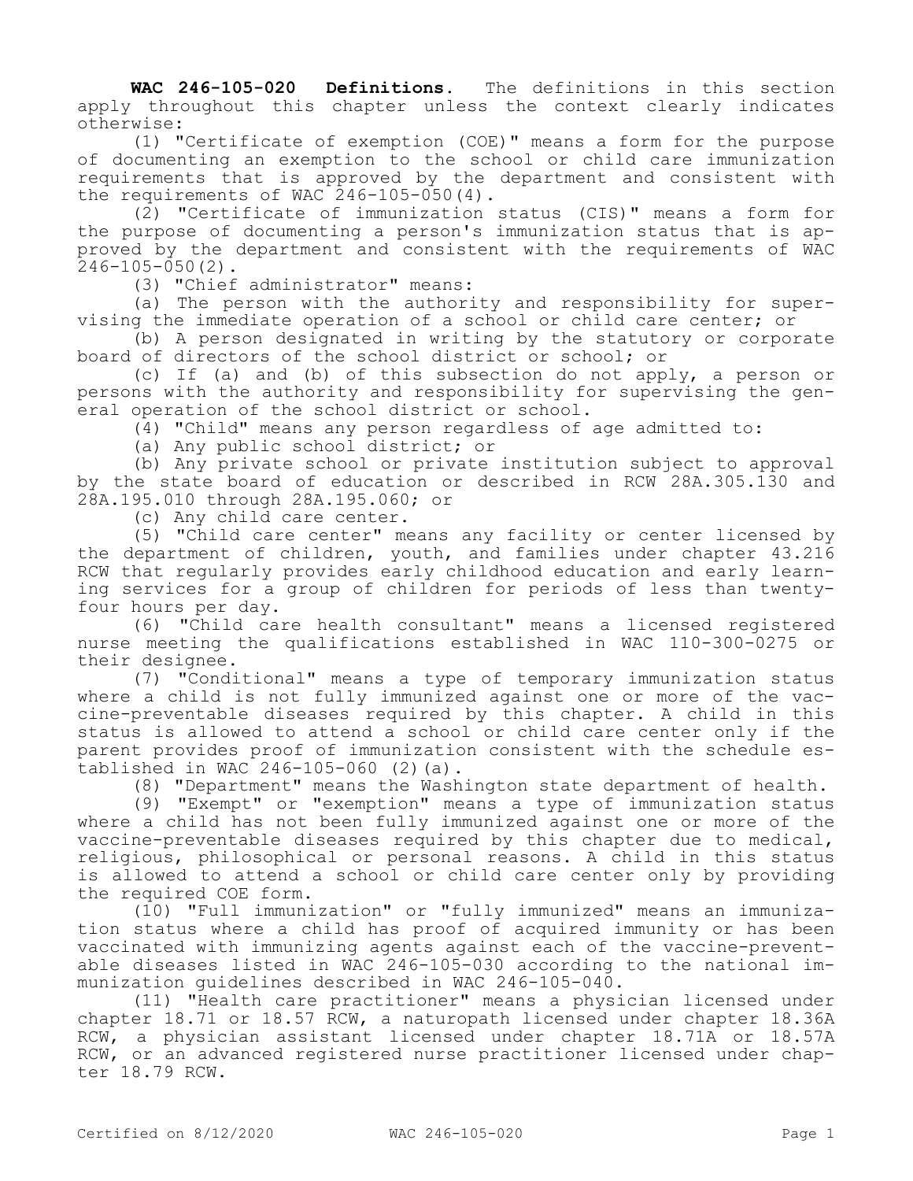**WAC 246-105-020 Definitions.** The definitions in this section apply throughout this chapter unless the context clearly indicates otherwise:

(1) "Certificate of exemption (COE)" means a form for the purpose of documenting an exemption to the school or child care immunization requirements that is approved by the department and consistent with the requirements of WAC 246-105-050(4).

(2) "Certificate of immunization status (CIS)" means a form for the purpose of documenting a person's immunization status that is approved by the department and consistent with the requirements of WAC 246-105-050(2).

(3) "Chief administrator" means:

(a) The person with the authority and responsibility for supervising the immediate operation of a school or child care center; or

(b) A person designated in writing by the statutory or corporate board of directors of the school district or school; or

(c) If (a) and (b) of this subsection do not apply, a person or persons with the authority and responsibility for supervising the general operation of the school district or school.

(4) "Child" means any person regardless of age admitted to:

(a) Any public school district; or

(b) Any private school or private institution subject to approval by the state board of education or described in RCW 28A.305.130 and 28A.195.010 through 28A.195.060; or

(c) Any child care center.

(5) "Child care center" means any facility or center licensed by the department of children, youth, and families under chapter 43.216 RCW that regularly provides early childhood education and early learning services for a group of children for periods of less than twenty-four hours per day.

(6) "Child care health consultant" means a licensed registered nurse meeting the qualifications established in WAC 110-300-0275 or their designee.

(7) "Conditional" means a type of temporary immunization status where a child is not fully immunized against one or more of the vaccine-preventable diseases required by this chapter. A child in this status is allowed to attend a school or child care center only if the parent provides proof of immunization consistent with the schedule established in WAC 246-105-060 (2)(a).

(8) "Department" means the Washington state department of health.

(9) "Exempt" or "exemption" means a type of immunization status where a child has not been fully immunized against one or more of the vaccine-preventable diseases required by this chapter due to medical, religious, philosophical or personal reasons. A child in this status is allowed to attend a school or child care center only by providing the required COE form.

(10) "Full immunization" or "fully immunized" means an immunization status where a child has proof of acquired immunity or has been vaccinated with immunizing agents against each of the vaccine-preventable diseases listed in WAC 246-105-030 according to the national immunization guidelines described in WAC 246-105-040.

(11) "Health care practitioner" means a physician licensed under chapter 18.71 or 18.57 RCW, a naturopath licensed under chapter 18.36A RCW, a physician assistant licensed under chapter 18.71A or 18.57A RCW, or an advanced registered nurse practitioner licensed under chapter 18.79 RCW.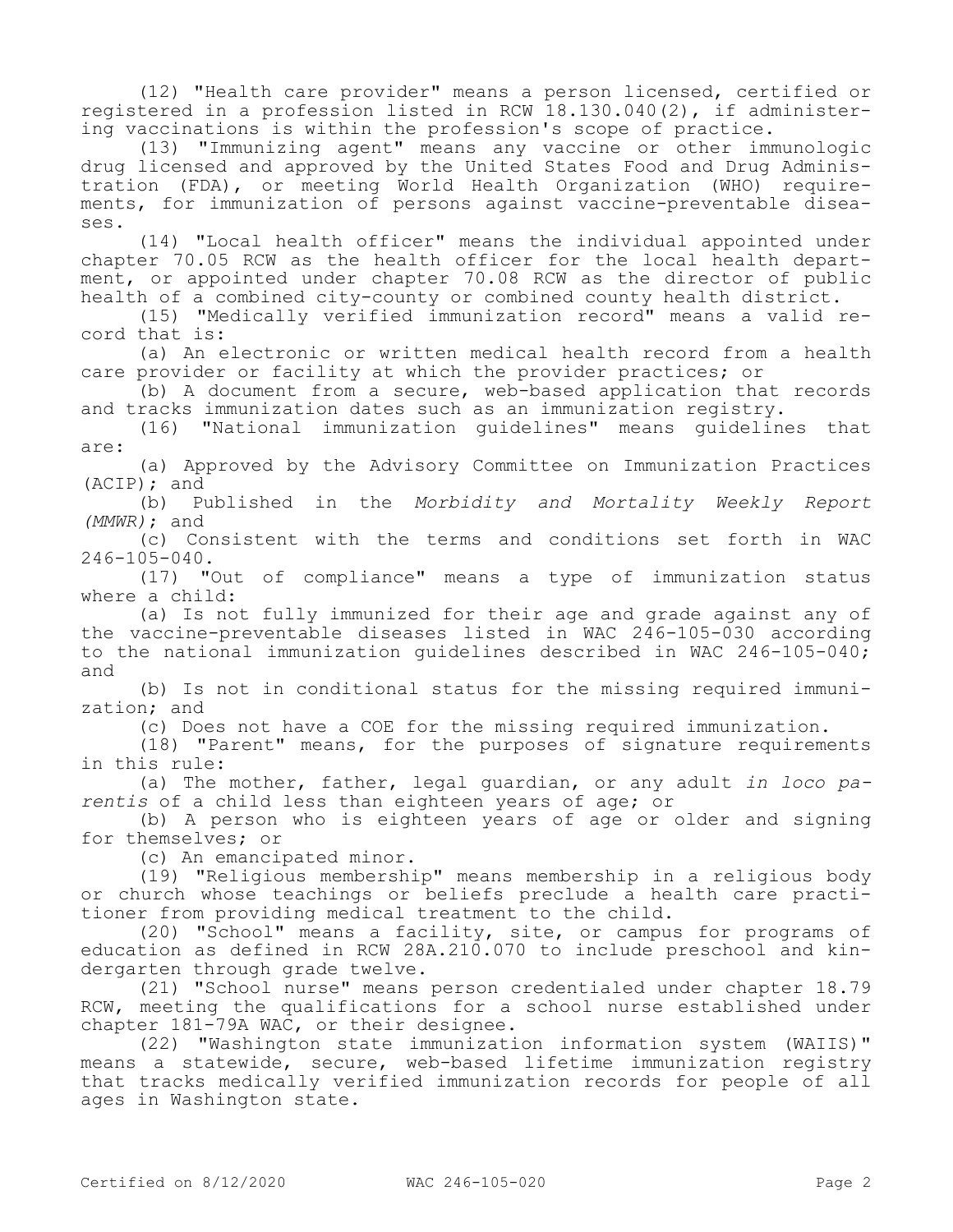(12) "Health care provider" means a person licensed, certified or registered in a profession listed in RCW 18.130.040(2), if administering vaccinations is within the profession's scope of practice.

(13) "Immunizing agent" means any vaccine or other immunologic drug licensed and approved by the United States Food and Drug Administration (FDA), or meeting World Health Organization (WHO) requirements, for immunization of persons against vaccine-preventable diseases.

(14) "Local health officer" means the individual appointed under chapter 70.05 RCW as the health officer for the local health department, or appointed under chapter 70.08 RCW as the director of public health of a combined city-county or combined county health district.

(15) "Medically verified immunization record" means a valid record that is:

(a) An electronic or written medical health record from a health care provider or facility at which the provider practices; or

(b) A document from a secure, web-based application that records and tracks immunization dates such as an immunization registry.

(16) "National immunization guidelines" means guidelines that are:

(a) Approved by the Advisory Committee on Immunization Practices (ACIP); and

(b) Published in the *Morbidity and Mortality Weekly Report (MMWR)*; and

(c) Consistent with the terms and conditions set forth in WAC 246-105-040.

(17) "Out of compliance" means a type of immunization status where a child:

(a) Is not fully immunized for their age and grade against any of the vaccine-preventable diseases listed in WAC 246-105-030 according to the national immunization guidelines described in WAC 246-105-040; and

(b) Is not in conditional status for the missing required immunization; and

(c) Does not have a COE for the missing required immunization.

(18) "Parent" means, for the purposes of signature requirements in this rule:

(a) The mother, father, legal guardian, or any adult *in loco parentis* of a child less than eighteen years of age; or

(b) A person who is eighteen years of age or older and signing for themselves; or

(c) An emancipated minor.

(19) "Religious membership" means membership in a religious body or church whose teachings or beliefs preclude a health care practitioner from providing medical treatment to the child.

(20) "School" means a facility, site, or campus for programs of education as defined in RCW 28A.210.070 to include preschool and kindergarten through grade twelve.

(21) "School nurse" means person credentialed under chapter 18.79 RCW, meeting the qualifications for a school nurse established under chapter 181-79A WAC, or their designee.

(22) "Washington state immunization information system (WAIIS)" means a statewide, secure, web-based lifetime immunization registry that tracks medically verified immunization records for people of all ages in Washington state.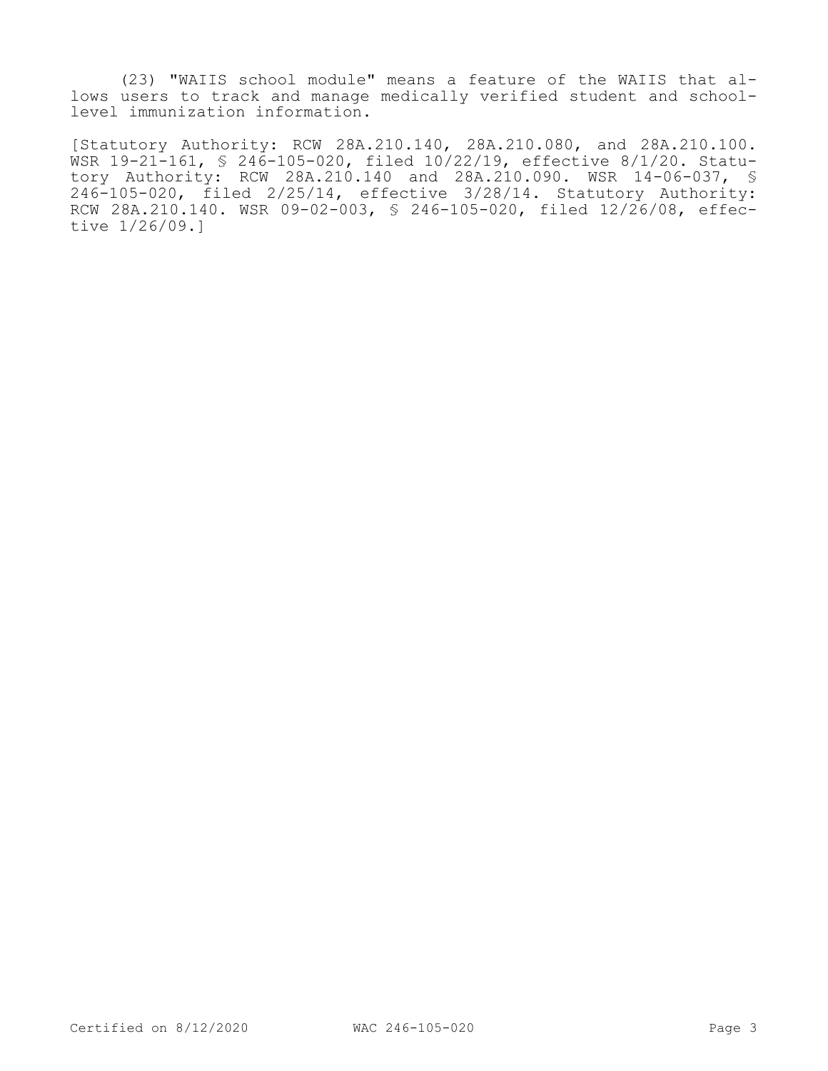(23) "WAIIS school module" means a feature of the WAIIS that allows users to track and manage medically verified student and school-level immunization information.

[Statutory Authority: RCW 28A.210.140, 28A.210.080, and 28A.210.100. WSR 19-21-161, § 246-105-020, filed 10/22/19, effective 8/1/20. Statutory Authority: RCW 28A.210.140 and 28A.210.090. WSR 14-06-037, § 246-105-020, filed 2/25/14, effective 3/28/14. Statutory Authority: RCW 28A.210.140. WSR 09-02-003, § 246-105-020, filed 12/26/08, effective 1/26/09.]